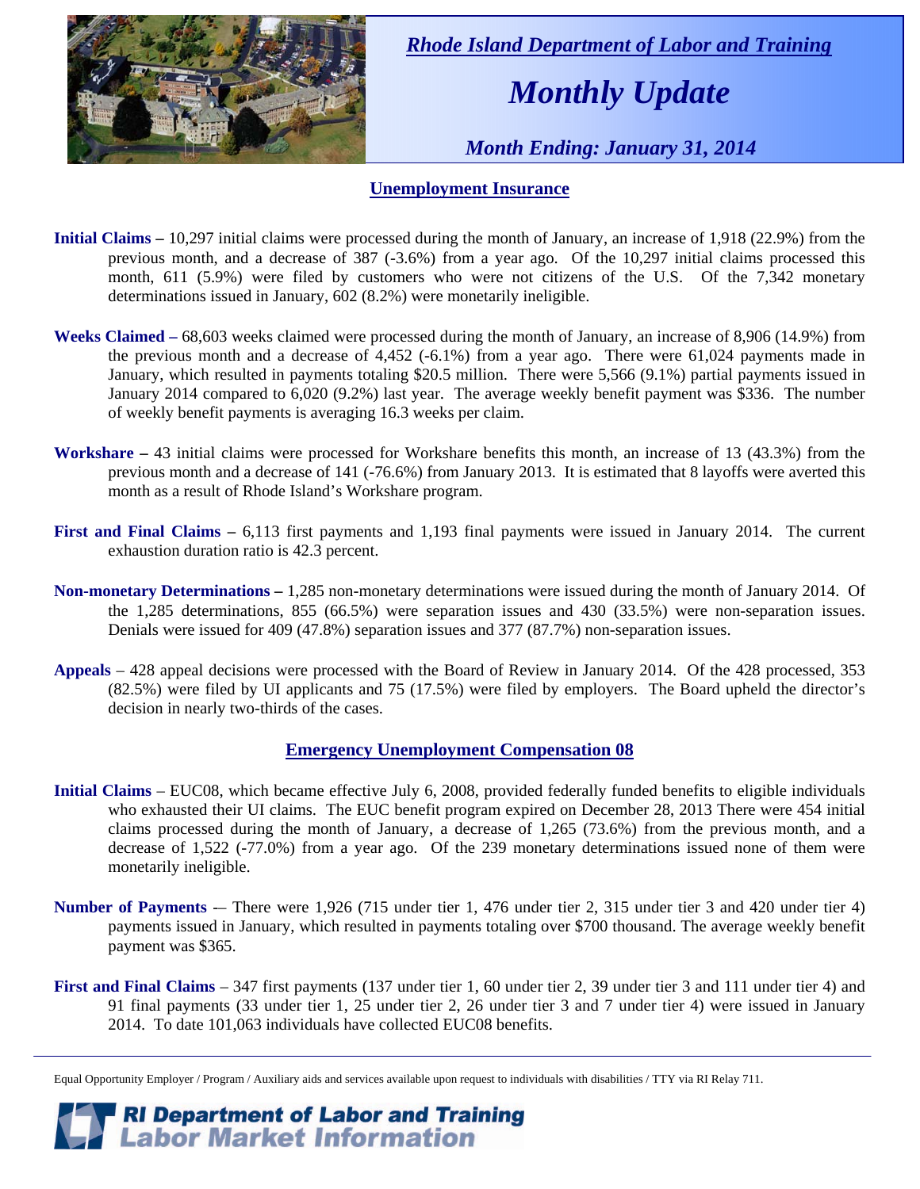# Rhode Island Department of Labor and Training

## Monthly Update

*Month Ending: January 31, 2014*

## Unemployment Insurance

**Initial Claims –** 10,297 initial claims were processed during the month of January, an increase of 1,918 (22.9%) from the previous month, and a decrease of 387 (-3.6%) from a year ago. Of the 10,297 initial claims processed this month, 611 (5.9%) were filed by customers who were not citizens of the U.S. Of the 7,342 monetary determinations issued in January, 602 (8.2%) were monetarily ineligible.

**Weeks Claimed –** 68,603 weeks claimed were processed during the month of January, an increase of 8,906 (14.9%) from the previous month and a decrease of 4,452 (-6.1%) from a year ago. There were 61,024 payments made in January, which resulted in payments totaling $20.5 million. There were 5,566 (9.1%) partial payments issued in January 2014 compared to 6,020 (9.2%) last year. The average weekly benefit payment was $336. The number of weekly benefit payments is averaging 16.3 weeks per claim.

**Workshare –** 43 initial claims were processed for Workshare benefits this month, an increase of 13 (43.3%) from the previous month and a decrease of 141 (-76.6%) from January 2013. It is estimated that 8 layoffs were averted this month as a result of Rhode Island's Workshare program.

**First and Final Claims –** 6,113 first payments and 1,193 final payments were issued in January 2014. The current exhaustion duration ratio is 42.3 percent.

**Non-monetary Determinations –** 1,285 non-monetary determinations were issued during the month of January 2014. Of the 1,285 determinations, 855 (66.5%) were separation issues and 430 (33.5%) were non-separation issues. Denials were issued for 409 (47.8%) separation issues and 377 (87.7%) non-separation issues.

**Appeals** – 428 appeal decisions were processed with the Board of Review in January 2014. Of the 428 processed, 353 (82.5%) were filed by UI applicants and 75 (17.5%) were filed by employers. The Board upheld the director's decision in nearly two-thirds of the cases.

## Emergency Unemployment Compensation 08

**Initial Claims** – EUC08, which became effective July 6, 2008, provided federally funded benefits to eligible individuals who exhausted their UI claims. The EUC benefit program expired on December 28, 2013 There were 454 initial claims processed during the month of January, a decrease of 1,265 (73.6%) from the previous month, and a decrease of 1,522 (-77.0%) from a year ago. Of the 239 monetary determinations issued none of them were monetarily ineligible.

**Number of Payments** -– There were 1,926 (715 under tier 1, 476 under tier 2, 315 under tier 3 and 420 under tier 4) payments issued in January, which resulted in payments totaling over $700 thousand. The average weekly benefit payment was $365.

**First and Final Claims** – 347 first payments (137 under tier 1, 60 under tier 2, 39 under tier 3 and 111 under tier 4) and 91 final payments (33 under tier 1, 25 under tier 2, 26 under tier 3 and 7 under tier 4) were issued in January 2014. To date 101,063 individuals have collected EUC08 benefits.

---

Equal Opportunity Employer / Program / Auxiliary aids and services available upon request to individuals with disabilities / TTY via RI Relay 711.

**RI Department of Labor and Training**
**Labor Market Information**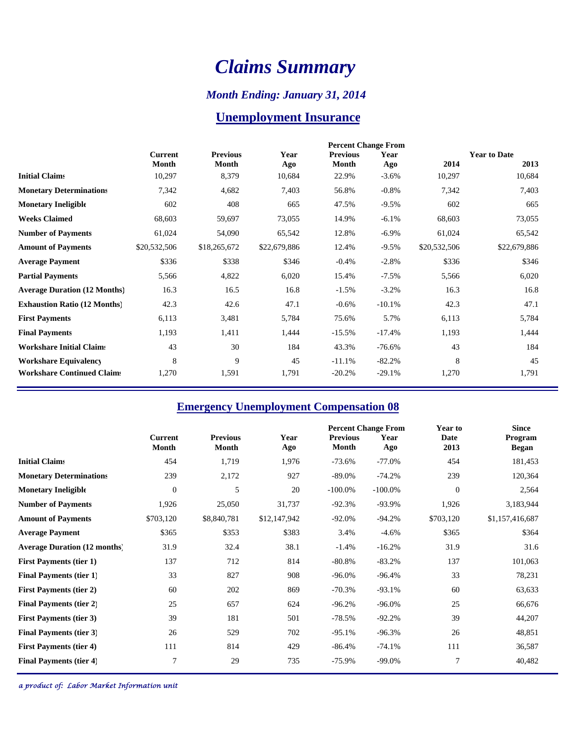# *Claims Summary*

### *Month Ending: January 31, 2014*

## Unemployment Insurance

| | Current Month | Previous Month | Year Ago | Percent Change From Previous Month | Percent Change From Year Ago | Year to Date 2014 | Year to Date 2013 |
|---|---|---|---|---|---|---|---|
| **Initial Claims** | 10,297 | 8,379 | 10,684 | 22.9% | -3.6% | 10,297 | 10,684 |
| **Monetary Determinations** | 7,342 | 4,682 | 7,403 | 56.8% | -0.8% | 7,342 | 7,403 |
| **Monetary Ineligible** | 602 | 408 | 665 | 47.5% | -9.5% | 602 | 665 |
| **Weeks Claimed** | 68,603 | 59,697 | 73,055 | 14.9% | -6.1% | 68,603 | 73,055 |
| **Number of Payments** | 61,024 | 54,090 | 65,542 | 12.8% | -6.9% | 61,024 | 65,542 |
| **Amount of Payments** | $20,532,506 | $18,265,672 | $22,679,886 | 12.4% | -9.5% | $20,532,506 | $22,679,886 |
| **Average Payment** | $336 | $338 | $346 | -0.4% | -2.8% | $336 | $346 |
| **Partial Payments** | 5,566 | 4,822 | 6,020 | 15.4% | -7.5% | 5,566 | 6,020 |
| **Average Duration (12 Months)** | 16.3 | 16.5 | 16.8 | -1.5% | -3.2% | 16.3 | 16.8 |
| **Exhaustion Ratio (12 Months)** | 42.3 | 42.6 | 47.1 | -0.6% | -10.1% | 42.3 | 47.1 |
| **First Payments** | 6,113 | 3,481 | 5,784 | 75.6% | 5.7% | 6,113 | 5,784 |
| **Final Payments** | 1,193 | 1,411 | 1,444 | -15.5% | -17.4% | 1,193 | 1,444 |
| **Workshare Initial Claims** | 43 | 30 | 184 | 43.3% | -76.6% | 43 | 184 |
| **Workshare Equivalency** | 8 | 9 | 45 | -11.1% | -82.2% | 8 | 45 |
| **Workshare Continued Claims** | 1,270 | 1,591 | 1,791 | -20.2% | -29.1% | 1,270 | 1,791 |

## Emergency Unemployment Compensation 08

| | Current Month | Previous Month | Year Ago | Percent Change From Previous Month | Percent Change From Year Ago | Year to Date 2013 | Since Program Began |
|---|---|---|---|---|---|---|---|
| **Initial Claims** | 454 | 1,719 | 1,976 | -73.6% | -77.0% | 454 | 181,453 |
| **Monetary Determinations** | 239 | 2,172 | 927 | -89.0% | -74.2% | 239 | 120,364 |
| **Monetary Ineligible** | 0 | 5 | 20 | -100.0% | -100.0% | 0 | 2,564 |
| **Number of Payments** | 1,926 | 25,050 | 31,737 | -92.3% | -93.9% | 1,926 | 3,183,944 |
| **Amount of Payments** | $703,120 | $8,840,781 | $12,147,942 | -92.0% | -94.2% | $703,120 | $1,157,416,687 |
| **Average Payment** | $365 | $353 | $383 | 3.4% | -4.6% | $365 | $364 |
| **Average Duration (12 months)** | 31.9 | 32.4 | 38.1 | -1.4% | -16.2% | 31.9 | 31.6 |
| **First Payments (tier 1)** | 137 | 712 | 814 | -80.8% | -83.2% | 137 | 101,063 |
| **Final Payments (tier 1)** | 33 | 827 | 908 | -96.0% | -96.4% | 33 | 78,231 |
| **First Payments (tier 2)** | 60 | 202 | 869 | -70.3% | -93.1% | 60 | 63,633 |
| **Final Payments (tier 2)** | 25 | 657 | 624 | -96.2% | -96.0% | 25 | 66,676 |
| **First Payments (tier 3)** | 39 | 181 | 501 | -78.5% | -92.2% | 39 | 44,207 |
| **Final Payments (tier 3)** | 26 | 529 | 702 | -95.1% | -96.3% | 26 | 48,851 |
| **First Payments (tier 4)** | 111 | 814 | 429 | -86.4% | -74.1% | 111 | 36,587 |
| **Final Payments (tier 4)** | 7 | 29 | 735 | -75.9% | -99.0% | 7 | 40,482 |

*a product of: Labor Market Information unit*